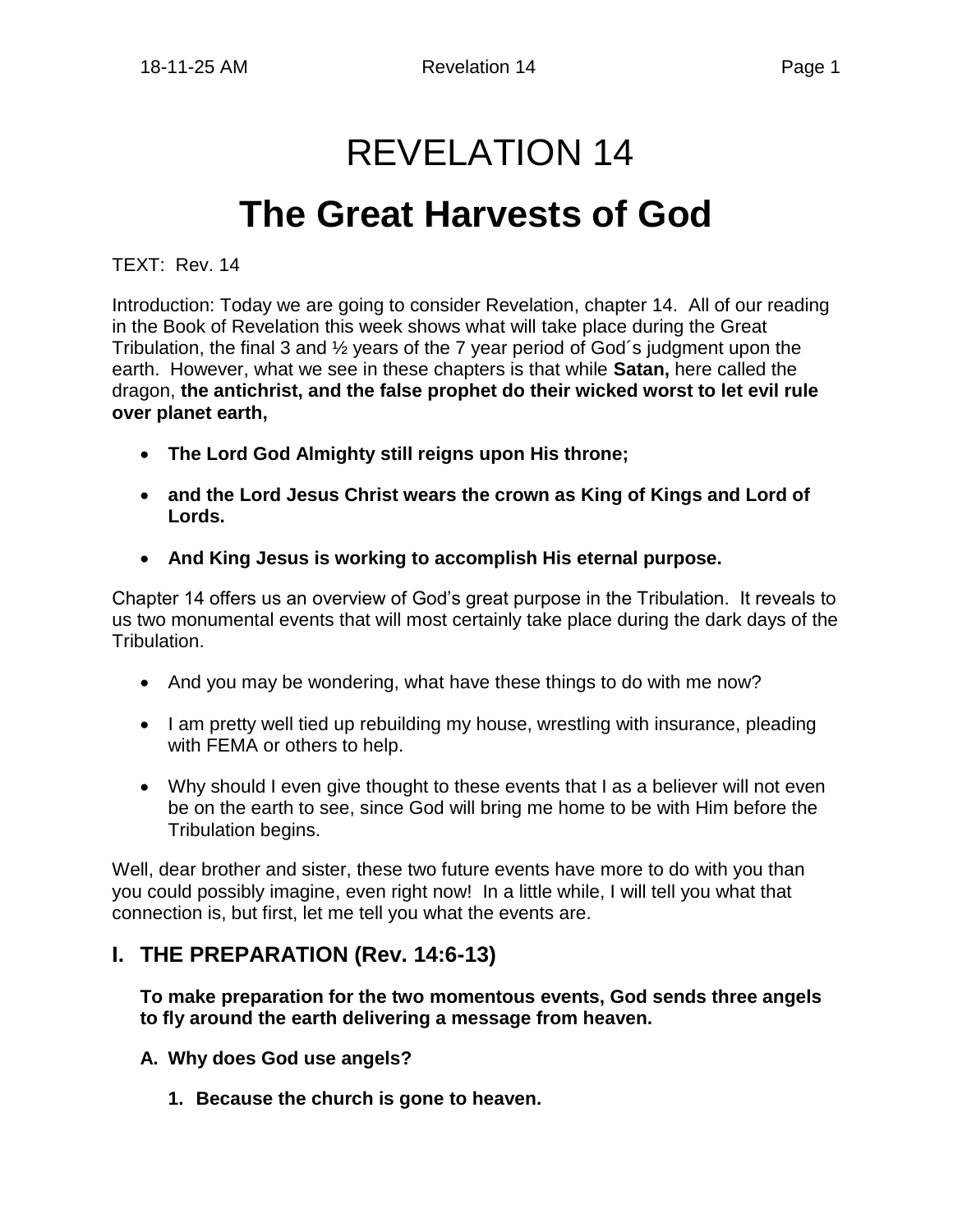# REVELATION 14

# The Great Harvests of God

TEXT: Rev. 14

Introduction: Today we are going to consider Revelation, chapter 14. All of our reading in the Book of Revelation this week shows what will take place during the Great Tribulation, the final 3 and ½ years of the 7 year period of God´s judgment upon the earth. However, what we see in these chapters is that while **Satan,** here called the dragon, **the antichrist, and the false prophet do their wicked worst to let evil rule over planet earth,**

- **The Lord God Almighty still reigns upon His throne;**
- **and the Lord Jesus Christ wears the crown as King of Kings and Lord of Lords.**
- **And King Jesus is working to accomplish His eternal purpose.**

Chapter 14 offers us an overview of God's great purpose in the Tribulation. It reveals to us two monumental events that will most certainly take place during the dark days of the Tribulation.

- And you may be wondering, what have these things to do with me now?
- I am pretty well tied up rebuilding my house, wrestling with insurance, pleading with FEMA or others to help.
- Why should I even give thought to these events that I as a believer will not even be on the earth to see, since God will bring me home to be with Him before the Tribulation begins.

Well, dear brother and sister, these two future events have more to do with you than you could possibly imagine, even right now! In a little while, I will tell you what that connection is, but first, let me tell you what the events are.

## I. THE PREPARATION (Rev. 14:6-13)

**To make preparation for the two momentous events, God sends three angels to fly around the earth delivering a message from heaven.**

### A. Why does God use angels?

1. **Because the church is gone to heaven.**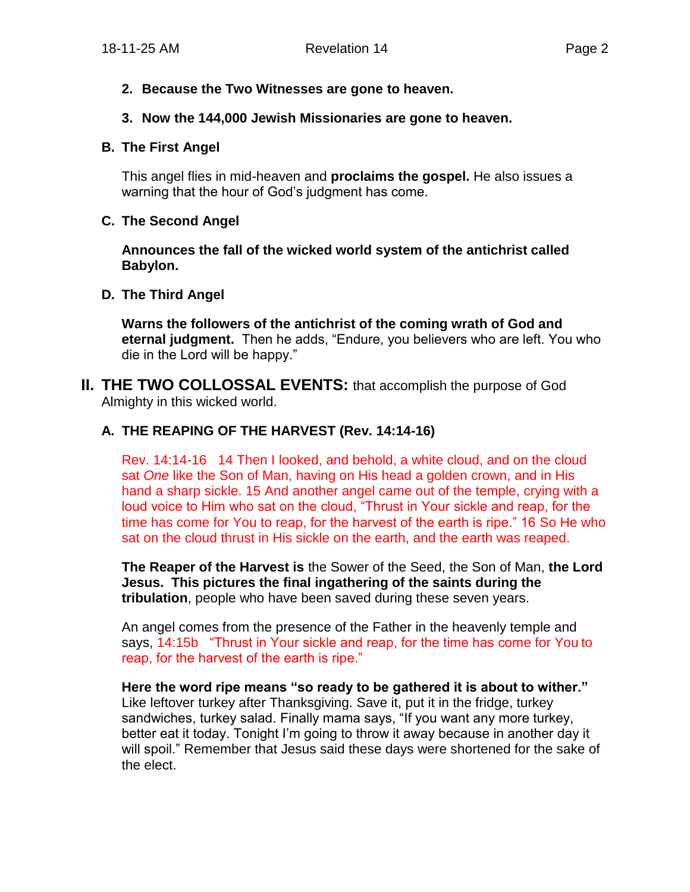2. **Because the Two Witnesses are gone to heaven.**

3. **Now the 144,000 Jewish Missionaries are gone to heaven.**

### B. The First Angel

This angel flies in mid-heaven and **proclaims the gospel.** He also issues a warning that the hour of God's judgment has come.

### C. The Second Angel

**Announces the fall of the wicked world system of the antichrist called Babylon.**

### D. The Third Angel

**Warns the followers of the antichrist of the coming wrath of God and eternal judgment.** Then he adds, "Endure, you believers who are left. You who die in the Lord will be happy."

## II. THE TWO COLLOSSAL EVENTS: that accomplish the purpose of God Almighty in this wicked world.

### A. THE REAPING OF THE HARVEST (Rev. 14:14-16)

Rev. 14:14-16 14 Then I looked, and behold, a white cloud, and on the cloud sat *One* like the Son of Man, having on His head a golden crown, and in His hand a sharp sickle. 15 And another angel came out of the temple, crying with a loud voice to Him who sat on the cloud, "Thrust in Your sickle and reap, for the time has come for You to reap, for the harvest of the earth is ripe." 16 So He who sat on the cloud thrust in His sickle on the earth, and the earth was reaped.

**The Reaper of the Harvest is** the Sower of the Seed, the Son of Man, **the Lord Jesus. This pictures the final ingathering of the saints during the tribulation**, people who have been saved during these seven years.

An angel comes from the presence of the Father in the heavenly temple and says, 14:15b "Thrust in Your sickle and reap, for the time has come for You to reap, for the harvest of the earth is ripe."

**Here the word ripe means "so ready to be gathered it is about to wither."** Like leftover turkey after Thanksgiving. Save it, put it in the fridge, turkey sandwiches, turkey salad. Finally mama says, "If you want any more turkey, better eat it today. Tonight I'm going to throw it away because in another day it will spoil." Remember that Jesus said these days were shortened for the sake of the elect.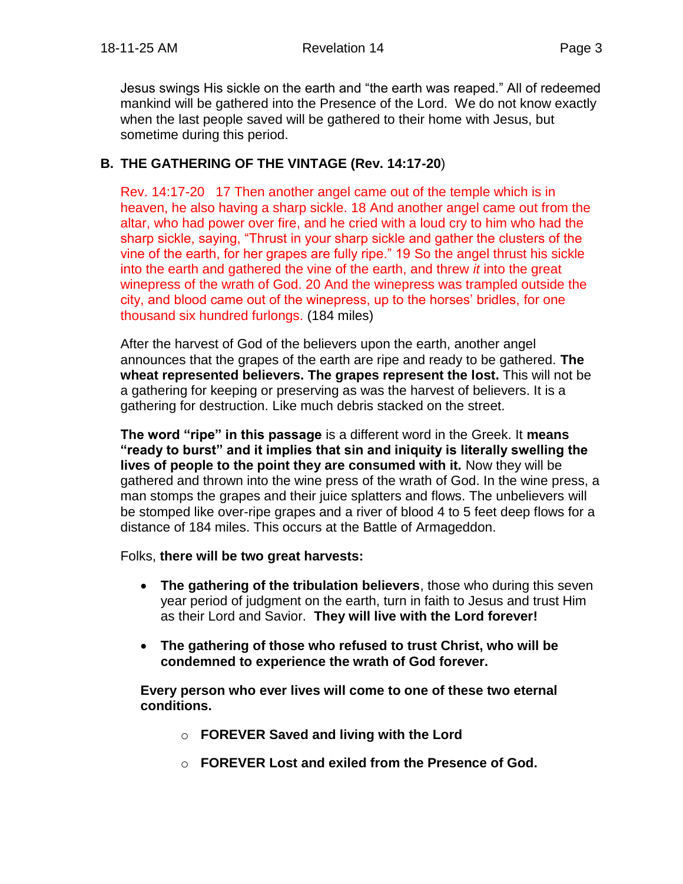Jesus swings His sickle on the earth and "the earth was reaped." All of redeemed mankind will be gathered into the Presence of the Lord. We do not know exactly when the last people saved will be gathered to their home with Jesus, but sometime during this period.

## B. THE GATHERING OF THE VINTAGE (Rev. 14:17-20)

Rev. 14:17-20 17 Then another angel came out of the temple which is in heaven, he also having a sharp sickle. 18 And another angel came out from the altar, who had power over fire, and he cried with a loud cry to him who had the sharp sickle, saying, "Thrust in your sharp sickle and gather the clusters of the vine of the earth, for her grapes are fully ripe." 19 So the angel thrust his sickle into the earth and gathered the vine of the earth, and threw *it* into the great winepress of the wrath of God. 20 And the winepress was trampled outside the city, and blood came out of the winepress, up to the horses' bridles, for one thousand six hundred furlongs. (184 miles)

After the harvest of God of the believers upon the earth, another angel announces that the grapes of the earth are ripe and ready to be gathered. **The wheat represented believers. The grapes represent the lost.** This will not be a gathering for keeping or preserving as was the harvest of believers. It is a gathering for destruction. Like much debris stacked on the street.

**The word "ripe" in this passage** is a different word in the Greek. It **means "ready to burst" and it implies that sin and iniquity is literally swelling the lives of people to the point they are consumed with it.** Now they will be gathered and thrown into the wine press of the wrath of God. In the wine press, a man stomps the grapes and their juice splatters and flows. The unbelievers will be stomped like over-ripe grapes and a river of blood 4 to 5 feet deep flows for a distance of 184 miles. This occurs at the Battle of Armageddon.

Folks, **there will be two great harvests:**

- **The gathering of the tribulation believers**, those who during this seven year period of judgment on the earth, turn in faith to Jesus and trust Him as their Lord and Savior. **They will live with the Lord forever!**
- **The gathering of those who refused to trust Christ, who will be condemned to experience the wrath of God forever.**

**Every person who ever lives will come to one of these two eternal conditions.**

- **FOREVER Saved and living with the Lord**
- **FOREVER Lost and exiled from the Presence of God.**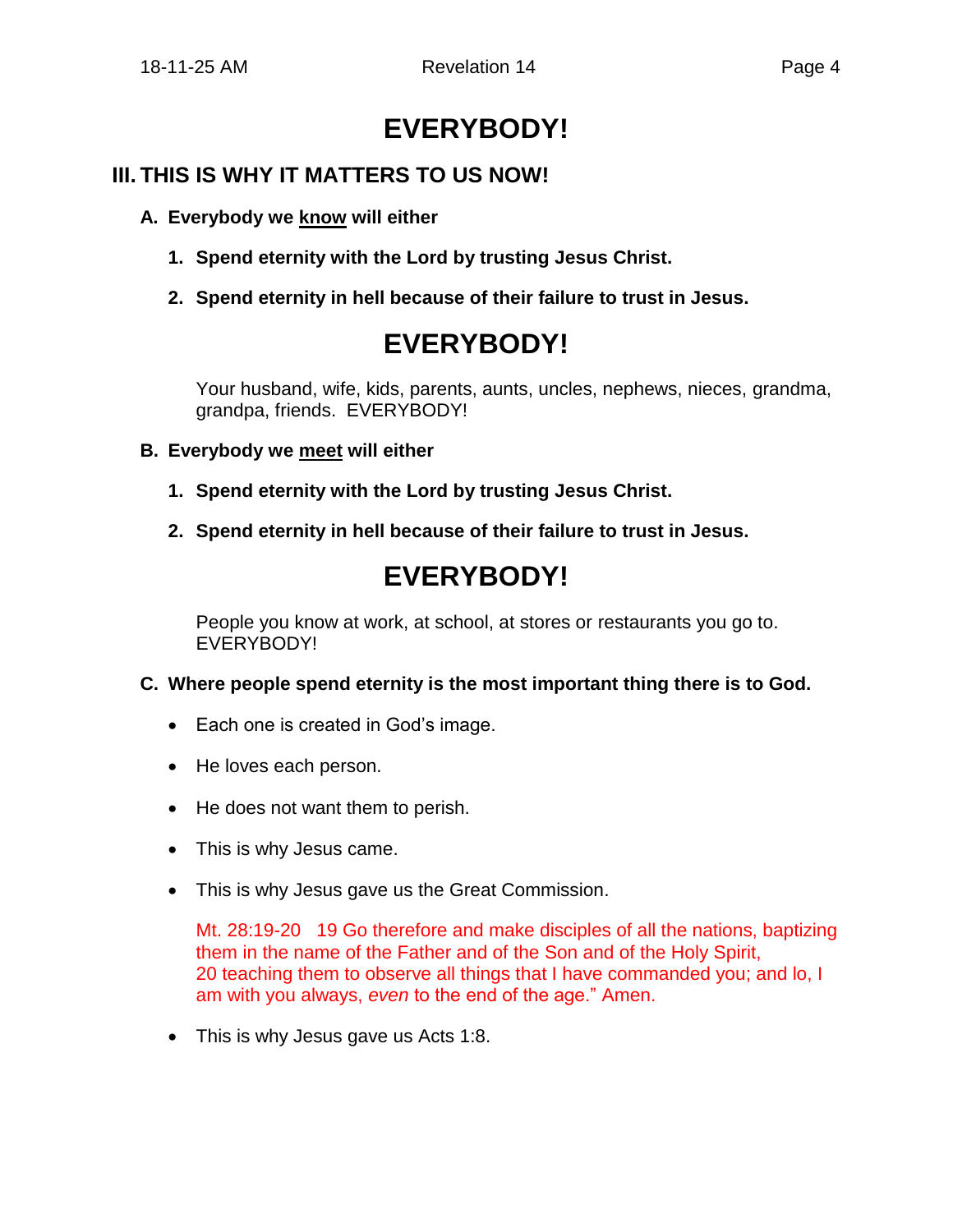# EVERYBODY!

## III. THIS IS WHY IT MATTERS TO US NOW!

**A. Everybody we <u>know</u> will either**

1. **Spend eternity with the Lord by trusting Jesus Christ.**
2. **Spend eternity in hell because of their failure to trust in Jesus.**

# EVERYBODY!

Your husband, wife, kids, parents, aunts, uncles, nephews, nieces, grandma, grandpa, friends. EVERYBODY!

**B. Everybody we <u>meet</u> will either**

1. **Spend eternity with the Lord by trusting Jesus Christ.**
2. **Spend eternity in hell because of their failure to trust in Jesus.**

# EVERYBODY!

People you know at work, at school, at stores or restaurants you go to. EVERYBODY!

**C. Where people spend eternity is the most important thing there is to God.**

- Each one is created in God's image.
- He loves each person.
- He does not want them to perish.
- This is why Jesus came.
- This is why Jesus gave us the Great Commission.

  Mt. 28:19-20 19 Go therefore and make disciples of all the nations, baptizing them in the name of the Father and of the Son and of the Holy Spirit,
  20 teaching them to observe all things that I have commanded you; and lo, I am with you always, *even* to the end of the age." Amen.

- This is why Jesus gave us Acts 1:8.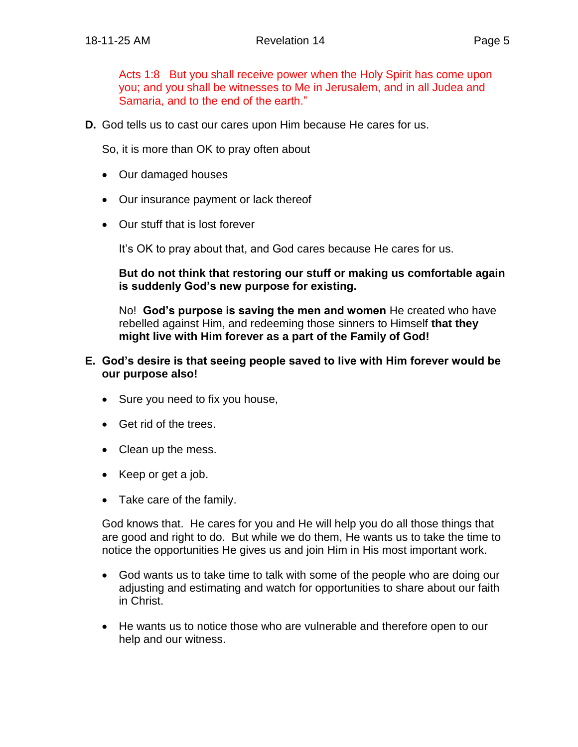Acts 1:8   But you shall receive power when the Holy Spirit has come upon you; and you shall be witnesses to Me in Jerusalem, and in all Judea and Samaria, and to the end of the earth."

**D.** God tells us to cast our cares upon Him because He cares for us.

So, it is more than OK to pray often about

- Our damaged houses
- Our insurance payment or lack thereof
- Our stuff that is lost forever

It's OK to pray about that, and God cares because He cares for us.

**But do not think that restoring our stuff or making us comfortable again is suddenly God's new purpose for existing.**

No! **God's purpose is saving the men and women** He created who have rebelled against Him, and redeeming those sinners to Himself **that they might live with Him forever as a part of the Family of God!**

**E. God's desire is that seeing people saved to live with Him forever would be our purpose also!**

- Sure you need to fix you house,
- Get rid of the trees.
- Clean up the mess.
- Keep or get a job.
- Take care of the family.

God knows that. He cares for you and He will help you do all those things that are good and right to do. But while we do them, He wants us to take the time to notice the opportunities He gives us and join Him in His most important work.

- God wants us to take time to talk with some of the people who are doing our adjusting and estimating and watch for opportunities to share about our faith in Christ.
- He wants us to notice those who are vulnerable and therefore open to our help and our witness.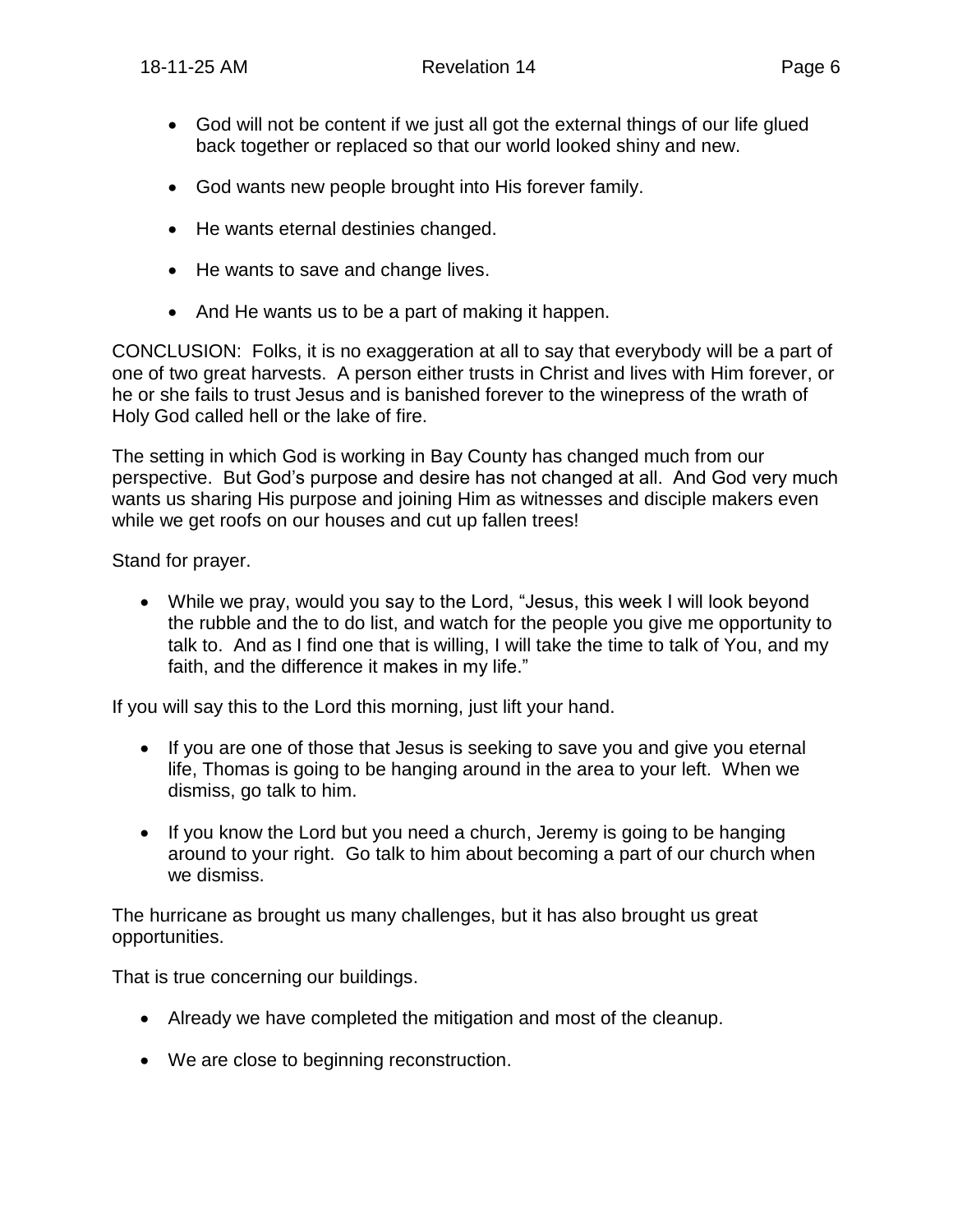- God will not be content if we just all got the external things of our life glued back together or replaced so that our world looked shiny and new.

- God wants new people brought into His forever family.

- He wants eternal destinies changed.

- He wants to save and change lives.

- And He wants us to be a part of making it happen.

CONCLUSION: Folks, it is no exaggeration at all to say that everybody will be a part of one of two great harvests. A person either trusts in Christ and lives with Him forever, or he or she fails to trust Jesus and is banished forever to the winepress of the wrath of Holy God called hell or the lake of fire.

The setting in which God is working in Bay County has changed much from our perspective. But God's purpose and desire has not changed at all. And God very much wants us sharing His purpose and joining Him as witnesses and disciple makers even while we get roofs on our houses and cut up fallen trees!

Stand for prayer.

- While we pray, would you say to the Lord, "Jesus, this week I will look beyond the rubble and the to do list, and watch for the people you give me opportunity to talk to. And as I find one that is willing, I will take the time to talk of You, and my faith, and the difference it makes in my life."

If you will say this to the Lord this morning, just lift your hand.

- If you are one of those that Jesus is seeking to save you and give you eternal life, Thomas is going to be hanging around in the area to your left. When we dismiss, go talk to him.

- If you know the Lord but you need a church, Jeremy is going to be hanging around to your right. Go talk to him about becoming a part of our church when we dismiss.

The hurricane as brought us many challenges, but it has also brought us great opportunities.

That is true concerning our buildings.

- Already we have completed the mitigation and most of the cleanup.

- We are close to beginning reconstruction.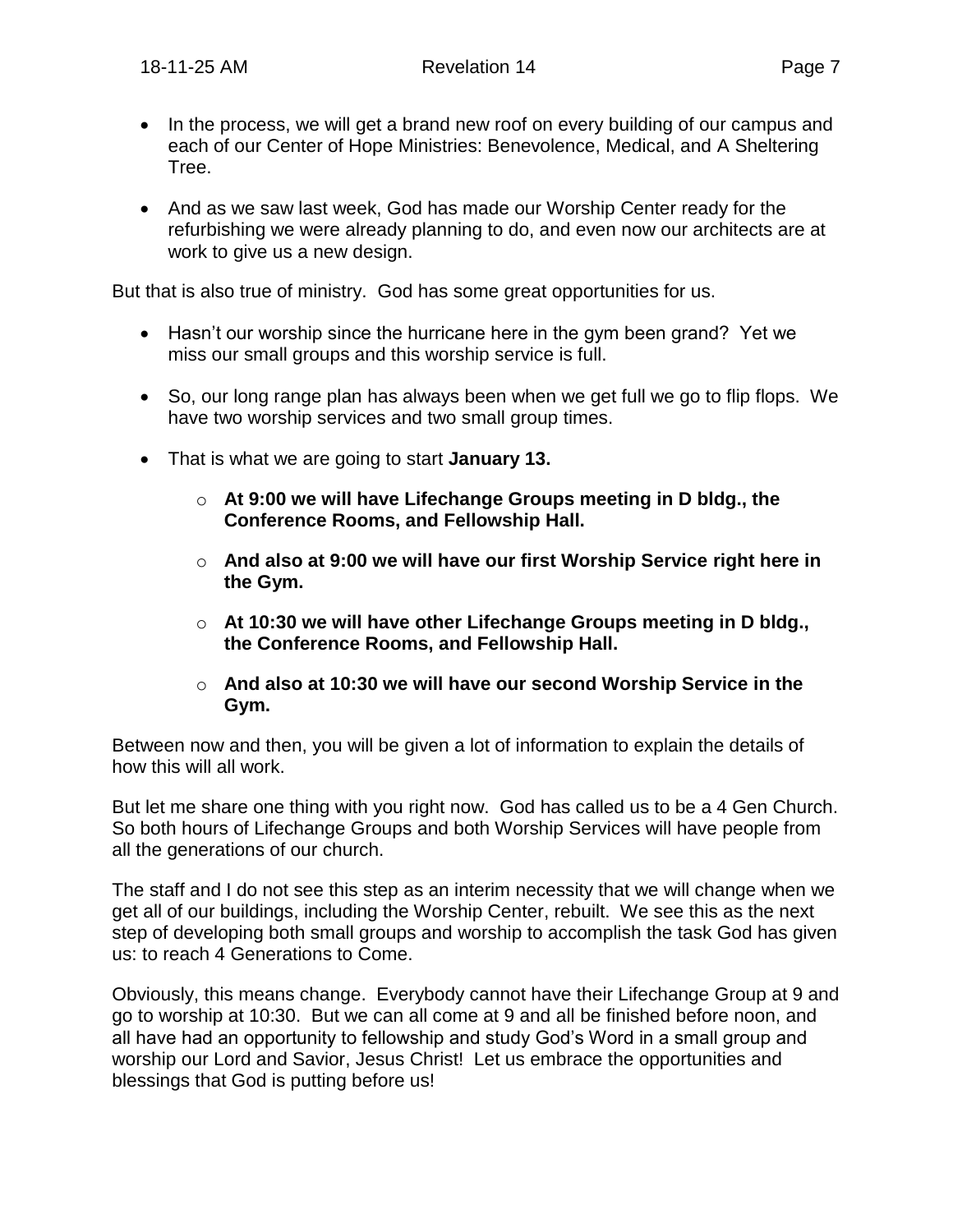- In the process, we will get a brand new roof on every building of our campus and each of our Center of Hope Ministries: Benevolence, Medical, and A Sheltering Tree.
- And as we saw last week, God has made our Worship Center ready for the refurbishing we were already planning to do, and even now our architects are at work to give us a new design.

But that is also true of ministry. God has some great opportunities for us.

- Hasn't our worship since the hurricane here in the gym been grand? Yet we miss our small groups and this worship service is full.
- So, our long range plan has always been when we get full we go to flip flops. We have two worship services and two small group times.
- That is what we are going to start **January 13.**
    - **At 9:00 we will have Lifechange Groups meeting in D bldg., the Conference Rooms, and Fellowship Hall.**
    - **And also at 9:00 we will have our first Worship Service right here in the Gym.**
    - **At 10:30 we will have other Lifechange Groups meeting in D bldg., the Conference Rooms, and Fellowship Hall.**
    - **And also at 10:30 we will have our second Worship Service in the Gym.**

Between now and then, you will be given a lot of information to explain the details of how this will all work.

But let me share one thing with you right now. God has called us to be a 4 Gen Church. So both hours of Lifechange Groups and both Worship Services will have people from all the generations of our church.

The staff and I do not see this step as an interim necessity that we will change when we get all of our buildings, including the Worship Center, rebuilt. We see this as the next step of developing both small groups and worship to accomplish the task God has given us: to reach 4 Generations to Come.

Obviously, this means change. Everybody cannot have their Lifechange Group at 9 and go to worship at 10:30. But we can all come at 9 and all be finished before noon, and all have had an opportunity to fellowship and study God's Word in a small group and worship our Lord and Savior, Jesus Christ! Let us embrace the opportunities and blessings that God is putting before us!